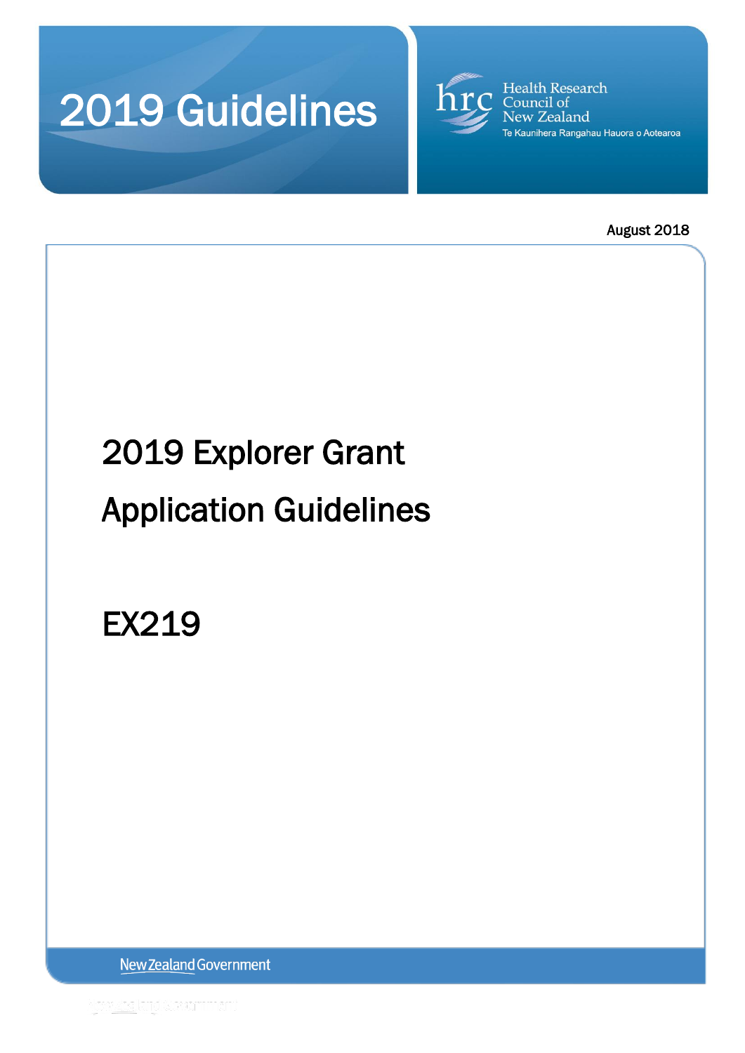# 2019 Guidelines

Health Research Council of New Zealand

Te Kaunihera Rangahau Hauora o Aotearoa

August 2018

# 2019 Explorer Grant Application Guidelines

# EX219

New Zealand Government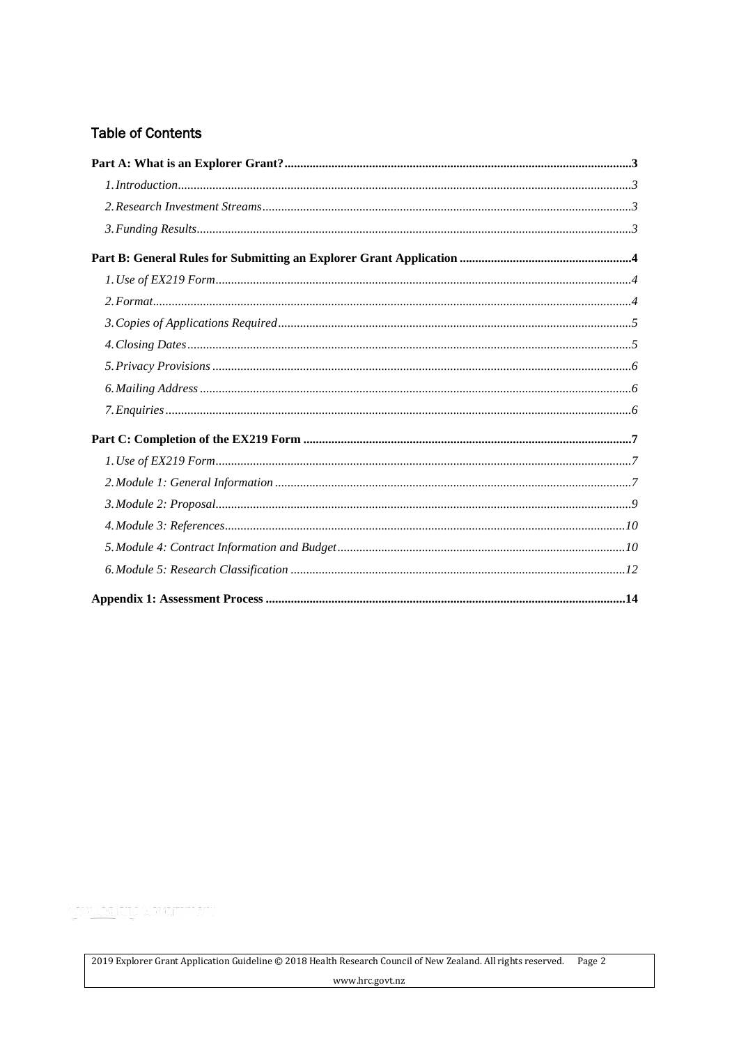## Table of Contents

**Part A: What is an Explorer Grant?** .......... **3**

*1. Introduction* .......... *3*

*2. Research Investment Streams* .......... *3*

*3. Funding Results* .......... *3*

**Part B: General Rules for Submitting an Explorer Grant Application** .......... **4**

*1. Use of EX219 Form* .......... *4*

*2. Format* .......... *4*

*3. Copies of Applications Required* .......... *5*

*4. Closing Dates* .......... *5*

*5. Privacy Provisions* .......... *6*

*6. Mailing Address* .......... *6*

*7. Enquiries* .......... *6*

**Part C: Completion of the EX219 Form** .......... **7**

*1. Use of EX219 Form* .......... *7*

*2. Module 1: General Information* .......... *7*

*3. Module 2: Proposal* .......... *9*

*4. Module 3: References* .......... *10*

*5. Module 4: Contract Information and Budget* .......... *10*

*6. Module 5: Research Classification* .......... *12*

**Appendix 1: Assessment Process** .......... **14**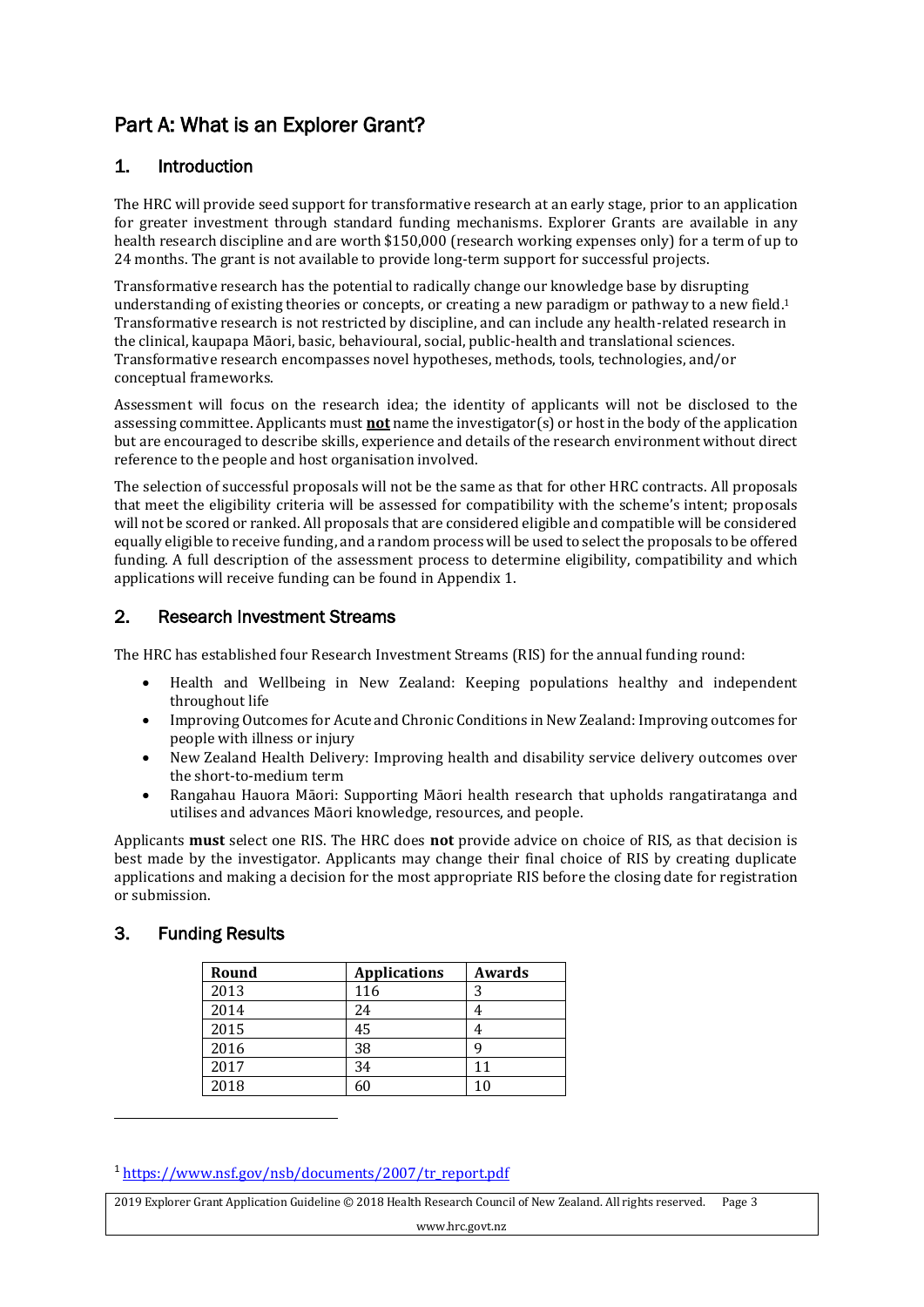# Part A: What is an Explorer Grant?

## 1. Introduction

The HRC will provide seed support for transformative research at an early stage, prior to an application for greater investment through standard funding mechanisms. Explorer Grants are available in any health research discipline and are worth $150,000 (research working expenses only) for a term of up to 24 months. The grant is not available to provide long-term support for successful projects.

Transformative research has the potential to radically change our knowledge base by disrupting understanding of existing theories or concepts, or creating a new paradigm or pathway to a new field.[1] Transformative research is not restricted by discipline, and can include any health-related research in the clinical, kaupapa Māori, basic, behavioural, social, public-health and translational sciences. Transformative research encompasses novel hypotheses, methods, tools, technologies, and/or conceptual frameworks.

Assessment will focus on the research idea; the identity of applicants will not be disclosed to the assessing committee. Applicants must **not** name the investigator(s) or host in the body of the application but are encouraged to describe skills, experience and details of the research environment without direct reference to the people and host organisation involved.

The selection of successful proposals will not be the same as that for other HRC contracts. All proposals that meet the eligibility criteria will be assessed for compatibility with the scheme's intent; proposals will not be scored or ranked. All proposals that are considered eligible and compatible will be considered equally eligible to receive funding, and a random process will be used to select the proposals to be offered funding. A full description of the assessment process to determine eligibility, compatibility and which applications will receive funding can be found in Appendix 1.

## 2. Research Investment Streams

The HRC has established four Research Investment Streams (RIS) for the annual funding round:

- Health and Wellbeing in New Zealand: Keeping populations healthy and independent throughout life
- Improving Outcomes for Acute and Chronic Conditions in New Zealand: Improving outcomes for people with illness or injury
- New Zealand Health Delivery: Improving health and disability service delivery outcomes over the short-to-medium term
- Rangahau Hauora Māori: Supporting Māori health research that upholds rangatiratanga and utilises and advances Māori knowledge, resources, and people.

Applicants **must** select one RIS. The HRC does **not** provide advice on choice of RIS, as that decision is best made by the investigator. Applicants may change their final choice of RIS by creating duplicate applications and making a decision for the most appropriate RIS before the closing date for registration or submission.

## 3. Funding Results

| Round | Applications | Awards |
|---|---|---|
| 2013 | 116 | 3 |
| 2014 | 24 | 4 |
| 2015 | 45 | 4 |
| 2016 | 38 | 9 |
| 2017 | 34 | 11 |
| 2018 | 60 | 10 |

[1] https://www.nsf.gov/nsb/documents/2007/tr_report.pdf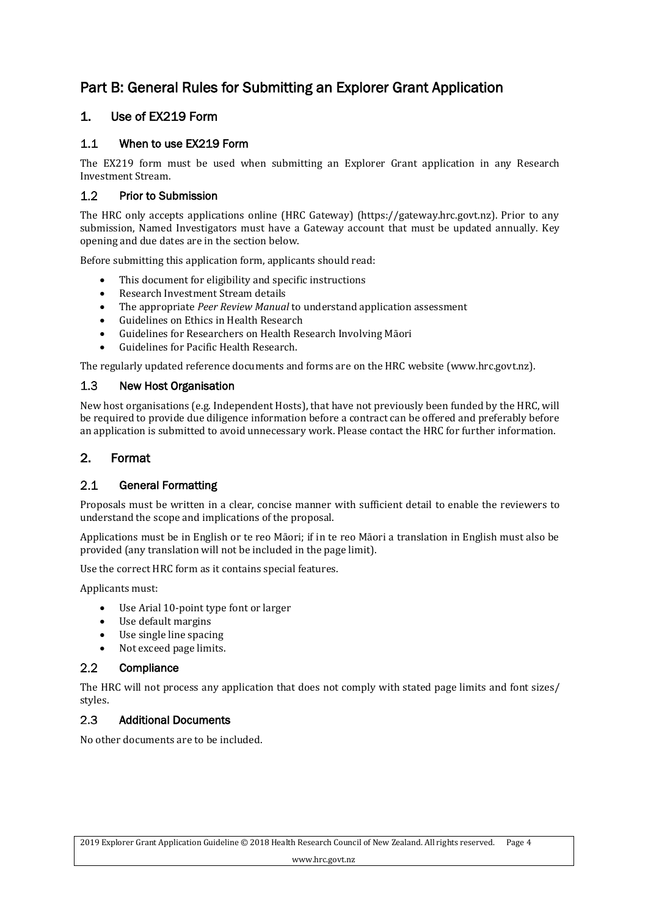# Part B: General Rules for Submitting an Explorer Grant Application

## 1. Use of EX219 Form

### 1.1 When to use EX219 Form

The EX219 form must be used when submitting an Explorer Grant application in any Research Investment Stream.

### 1.2 Prior to Submission

The HRC only accepts applications online (HRC Gateway) (https://gateway.hrc.govt.nz). Prior to any submission, Named Investigators must have a Gateway account that must be updated annually. Key opening and due dates are in the section below.

Before submitting this application form, applicants should read:

- This document for eligibility and specific instructions
- Research Investment Stream details
- The appropriate *Peer Review Manual* to understand application assessment
- Guidelines on Ethics in Health Research
- Guidelines for Researchers on Health Research Involving Māori
- Guidelines for Pacific Health Research.

The regularly updated reference documents and forms are on the HRC website (www.hrc.govt.nz).

### 1.3 New Host Organisation

New host organisations (e.g. Independent Hosts), that have not previously been funded by the HRC, will be required to provide due diligence information before a contract can be offered and preferably before an application is submitted to avoid unnecessary work. Please contact the HRC for further information.

## 2. Format

### 2.1 General Formatting

Proposals must be written in a clear, concise manner with sufficient detail to enable the reviewers to understand the scope and implications of the proposal.

Applications must be in English or te reo Māori; if in te reo Māori a translation in English must also be provided (any translation will not be included in the page limit).

Use the correct HRC form as it contains special features.

Applicants must:

- Use Arial 10-point type font or larger
- Use default margins
- Use single line spacing
- Not exceed page limits.

### 2.2 Compliance

The HRC will not process any application that does not comply with stated page limits and font sizes/ styles.

### 2.3 Additional Documents

No other documents are to be included.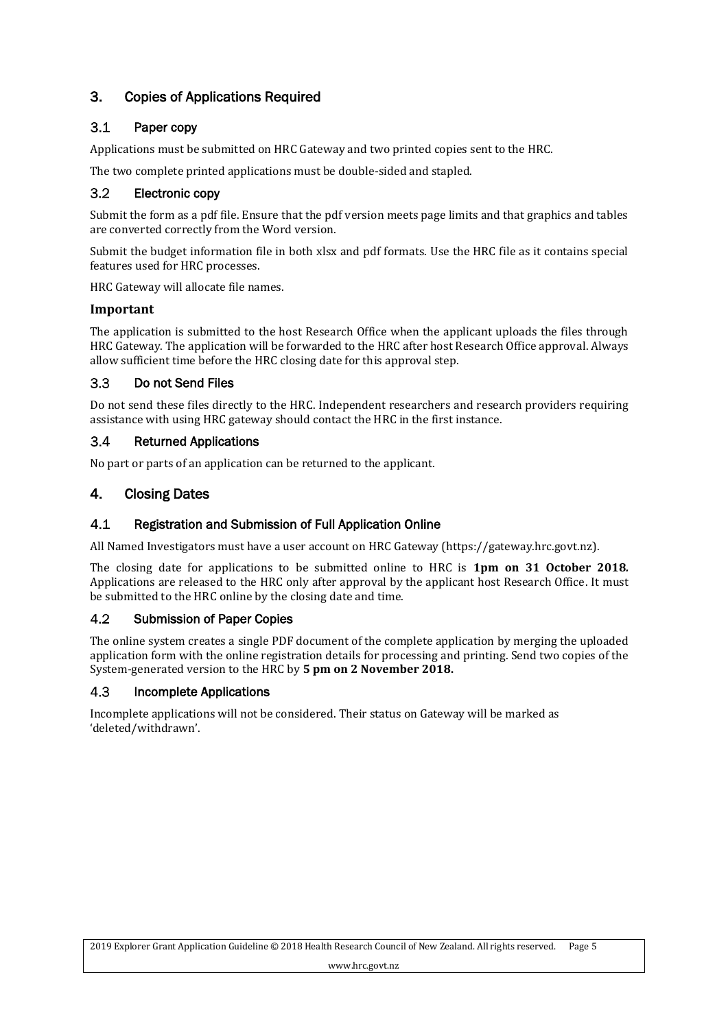## 3. Copies of Applications Required

### 3.1 Paper copy

Applications must be submitted on HRC Gateway and two printed copies sent to the HRC.

The two complete printed applications must be double-sided and stapled.

### 3.2 Electronic copy

Submit the form as a pdf file. Ensure that the pdf version meets page limits and that graphics and tables are converted correctly from the Word version.

Submit the budget information file in both xlsx and pdf formats. Use the HRC file as it contains special features used for HRC processes.

HRC Gateway will allocate file names.

**Important**

The application is submitted to the host Research Office when the applicant uploads the files through HRC Gateway. The application will be forwarded to the HRC after host Research Office approval. Always allow sufficient time before the HRC closing date for this approval step.

### 3.3 Do not Send Files

Do not send these files directly to the HRC. Independent researchers and research providers requiring assistance with using HRC gateway should contact the HRC in the first instance.

### 3.4 Returned Applications

No part or parts of an application can be returned to the applicant.

## 4. Closing Dates

### 4.1 Registration and Submission of Full Application Online

All Named Investigators must have a user account on HRC Gateway (https://gateway.hrc.govt.nz).

The closing date for applications to be submitted online to HRC is **1pm on 31 October 2018.** Applications are released to the HRC only after approval by the applicant host Research Office. It must be submitted to the HRC online by the closing date and time.

### 4.2 Submission of Paper Copies

The online system creates a single PDF document of the complete application by merging the uploaded application form with the online registration details for processing and printing. Send two copies of the System-generated version to the HRC by **5 pm on 2 November 2018.**

### 4.3 Incomplete Applications

Incomplete applications will not be considered. Their status on Gateway will be marked as 'deleted/withdrawn'.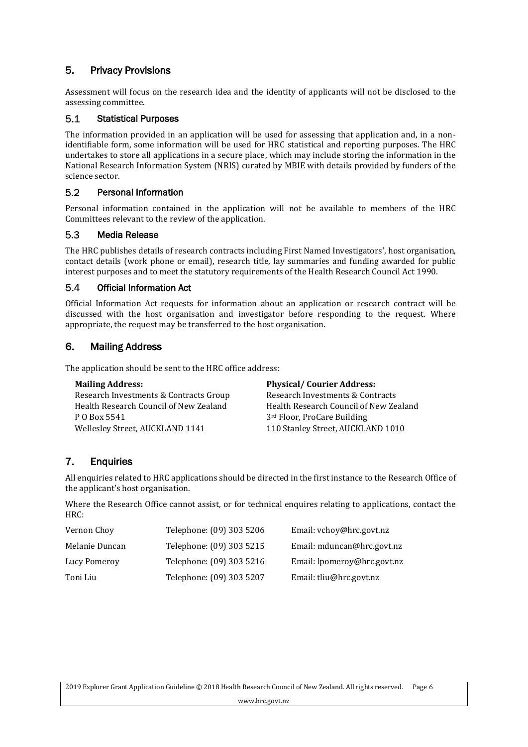## 5. Privacy Provisions

Assessment will focus on the research idea and the identity of applicants will not be disclosed to the assessing committee.

### 5.1 Statistical Purposes

The information provided in an application will be used for assessing that application and, in a non-identifiable form, some information will be used for HRC statistical and reporting purposes. The HRC undertakes to store all applications in a secure place, which may include storing the information in the National Research Information System (NRIS) curated by MBIE with details provided by funders of the science sector.

### 5.2 Personal Information

Personal information contained in the application will not be available to members of the HRC Committees relevant to the review of the application.

### 5.3 Media Release

The HRC publishes details of research contracts including First Named Investigators', host organisation, contact details (work phone or email), research title, lay summaries and funding awarded for public interest purposes and to meet the statutory requirements of the Health Research Council Act 1990.

### 5.4 Official Information Act

Official Information Act requests for information about an application or research contract will be discussed with the host organisation and investigator before responding to the request. Where appropriate, the request may be transferred to the host organisation.

## 6. Mailing Address

The application should be sent to the HRC office address:

**Mailing Address:**
Research Investments & Contracts Group
Health Research Council of New Zealand
P O Box 5541
Wellesley Street, AUCKLAND 1141

**Physical/ Courier Address:**
Research Investments & Contracts
Health Research Council of New Zealand
3rd Floor, ProCare Building
110 Stanley Street, AUCKLAND 1010

## 7. Enquiries

All enquiries related to HRC applications should be directed in the first instance to the Research Office of the applicant's host organisation.

Where the Research Office cannot assist, or for technical enquires relating to applications, contact the HRC:

| | | |
|---|---|---|
| Vernon Choy | Telephone: (09) 303 5206 | Email: vchoy@hrc.govt.nz |
| Melanie Duncan | Telephone: (09) 303 5215 | Email: mduncan@hrc.govt.nz |
| Lucy Pomeroy | Telephone: (09) 303 5216 | Email: lpomeroy@hrc.govt.nz |
| Toni Liu | Telephone: (09) 303 5207 | Email: tliu@hrc.govt.nz |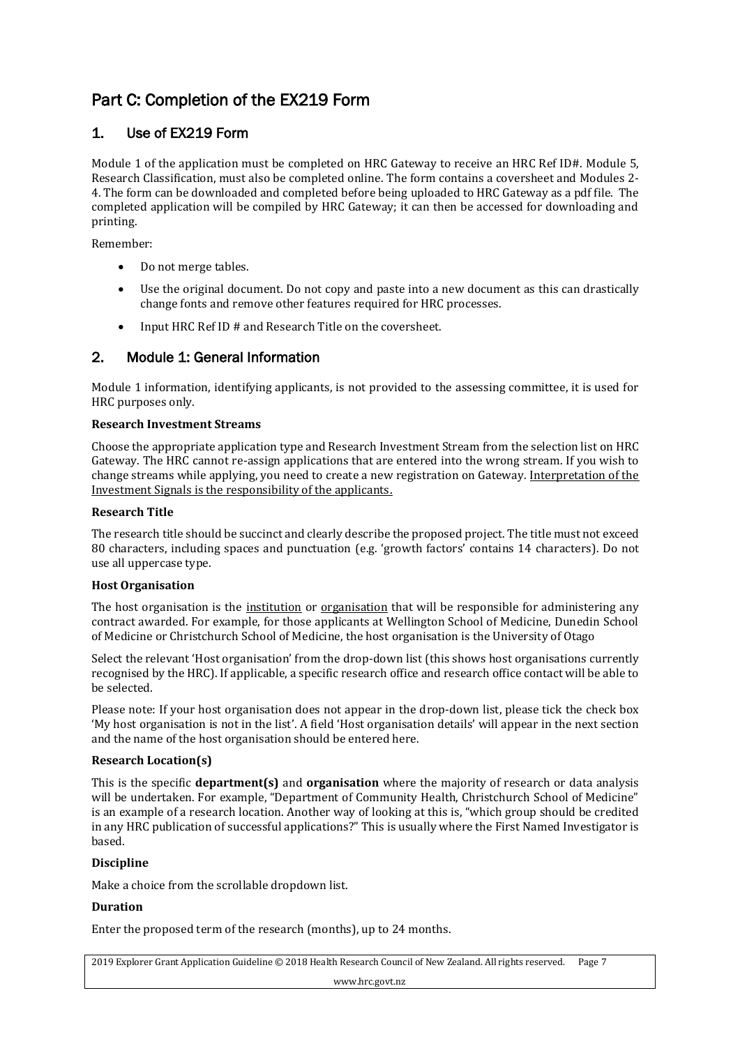# Part C: Completion of the EX219 Form

## 1. Use of EX219 Form

Module 1 of the application must be completed on HRC Gateway to receive an HRC Ref ID#. Module 5, Research Classification, must also be completed online. The form contains a coversheet and Modules 2-4. The form can be downloaded and completed before being uploaded to HRC Gateway as a pdf file. The completed application will be compiled by HRC Gateway; it can then be accessed for downloading and printing.

Remember:

- Do not merge tables.
- Use the original document. Do not copy and paste into a new document as this can drastically change fonts and remove other features required for HRC processes.
- Input HRC Ref ID # and Research Title on the coversheet.

## 2. Module 1: General Information

Module 1 information, identifying applicants, is not provided to the assessing committee, it is used for HRC purposes only.

**Research Investment Streams**

Choose the appropriate application type and Research Investment Stream from the selection list on HRC Gateway. The HRC cannot re-assign applications that are entered into the wrong stream. If you wish to change streams while applying, you need to create a new registration on Gateway. Interpretation of the Investment Signals is the responsibility of the applicants.

**Research Title**

The research title should be succinct and clearly describe the proposed project. The title must not exceed 80 characters, including spaces and punctuation (e.g. 'growth factors' contains 14 characters). Do not use all uppercase type.

**Host Organisation**

The host organisation is the institution or organisation that will be responsible for administering any contract awarded. For example, for those applicants at Wellington School of Medicine, Dunedin School of Medicine or Christchurch School of Medicine, the host organisation is the University of Otago

Select the relevant 'Host organisation' from the drop-down list (this shows host organisations currently recognised by the HRC). If applicable, a specific research office and research office contact will be able to be selected.

Please note: If your host organisation does not appear in the drop-down list, please tick the check box 'My host organisation is not in the list'. A field 'Host organisation details' will appear in the next section and the name of the host organisation should be entered here.

**Research Location(s)**

This is the specific **department(s)** and **organisation** where the majority of research or data analysis will be undertaken. For example, "Department of Community Health, Christchurch School of Medicine" is an example of a research location. Another way of looking at this is, "which group should be credited in any HRC publication of successful applications?" This is usually where the First Named Investigator is based.

**Discipline**

Make a choice from the scrollable dropdown list.

**Duration**

Enter the proposed term of the research (months), up to 24 months.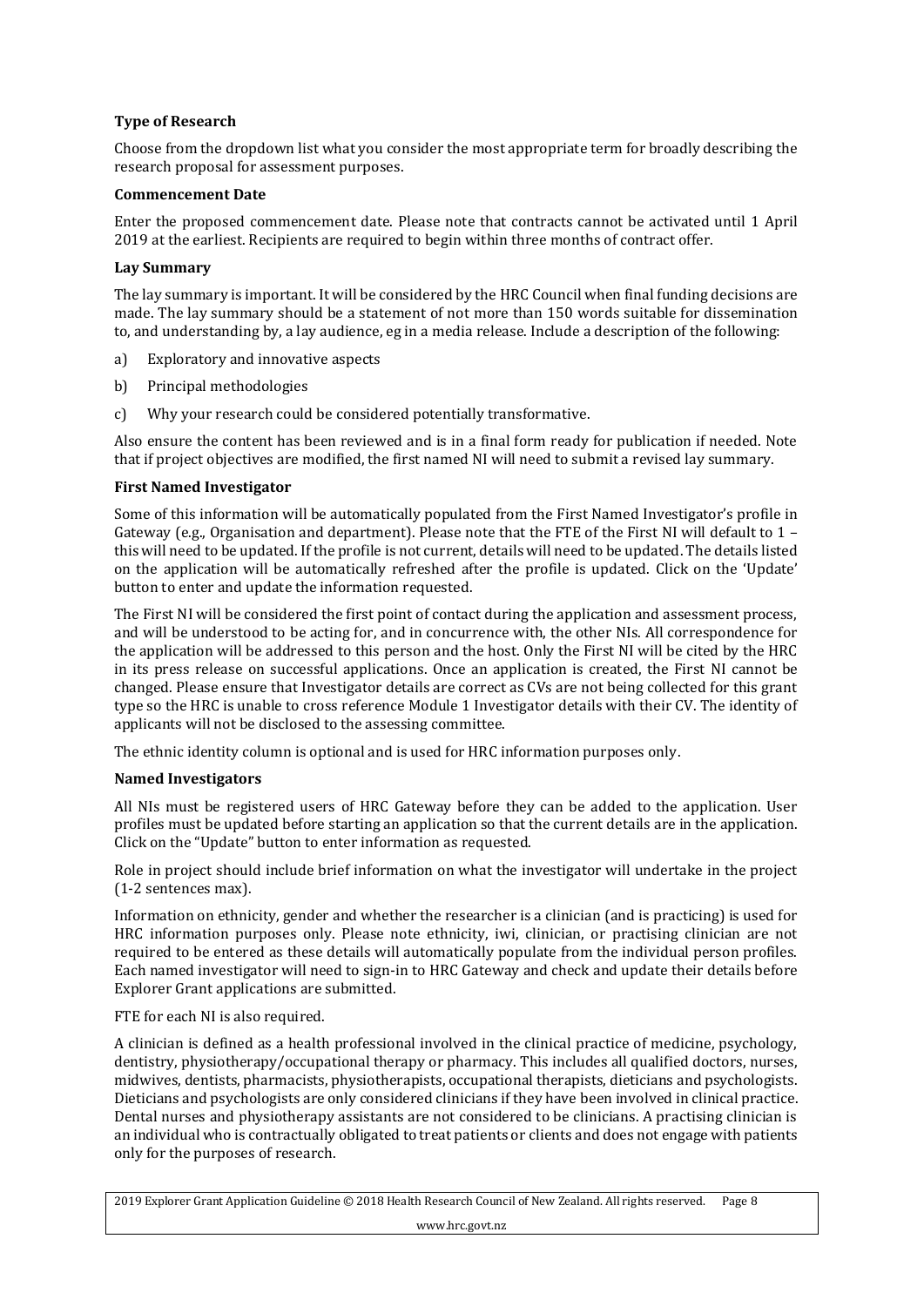**Type of Research**

Choose from the dropdown list what you consider the most appropriate term for broadly describing the research proposal for assessment purposes.

**Commencement Date**

Enter the proposed commencement date. Please note that contracts cannot be activated until 1 April 2019 at the earliest. Recipients are required to begin within three months of contract offer.

**Lay Summary**

The lay summary is important. It will be considered by the HRC Council when final funding decisions are made. The lay summary should be a statement of not more than 150 words suitable for dissemination to, and understanding by, a lay audience, eg in a media release. Include a description of the following:

a) Exploratory and innovative aspects

b) Principal methodologies

c) Why your research could be considered potentially transformative.

Also ensure the content has been reviewed and is in a final form ready for publication if needed. Note that if project objectives are modified, the first named NI will need to submit a revised lay summary.

**First Named Investigator**

Some of this information will be automatically populated from the First Named Investigator's profile in Gateway (e.g., Organisation and department). Please note that the FTE of the First NI will default to 1 – this will need to be updated. If the profile is not current, details will need to be updated. The details listed on the application will be automatically refreshed after the profile is updated. Click on the 'Update' button to enter and update the information requested.

The First NI will be considered the first point of contact during the application and assessment process, and will be understood to be acting for, and in concurrence with, the other NIs. All correspondence for the application will be addressed to this person and the host. Only the First NI will be cited by the HRC in its press release on successful applications. Once an application is created, the First NI cannot be changed. Please ensure that Investigator details are correct as CVs are not being collected for this grant type so the HRC is unable to cross reference Module 1 Investigator details with their CV. The identity of applicants will not be disclosed to the assessing committee.

The ethnic identity column is optional and is used for HRC information purposes only.

**Named Investigators**

All NIs must be registered users of HRC Gateway before they can be added to the application. User profiles must be updated before starting an application so that the current details are in the application. Click on the "Update" button to enter information as requested.

Role in project should include brief information on what the investigator will undertake in the project (1-2 sentences max).

Information on ethnicity, gender and whether the researcher is a clinician (and is practicing) is used for HRC information purposes only. Please note ethnicity, iwi, clinician, or practising clinician are not required to be entered as these details will automatically populate from the individual person profiles. Each named investigator will need to sign-in to HRC Gateway and check and update their details before Explorer Grant applications are submitted.

FTE for each NI is also required.

A clinician is defined as a health professional involved in the clinical practice of medicine, psychology, dentistry, physiotherapy/occupational therapy or pharmacy. This includes all qualified doctors, nurses, midwives, dentists, pharmacists, physiotherapists, occupational therapists, dieticians and psychologists. Dieticians and psychologists are only considered clinicians if they have been involved in clinical practice. Dental nurses and physiotherapy assistants are not considered to be clinicians. A practising clinician is an individual who is contractually obligated to treat patients or clients and does not engage with patients only for the purposes of research.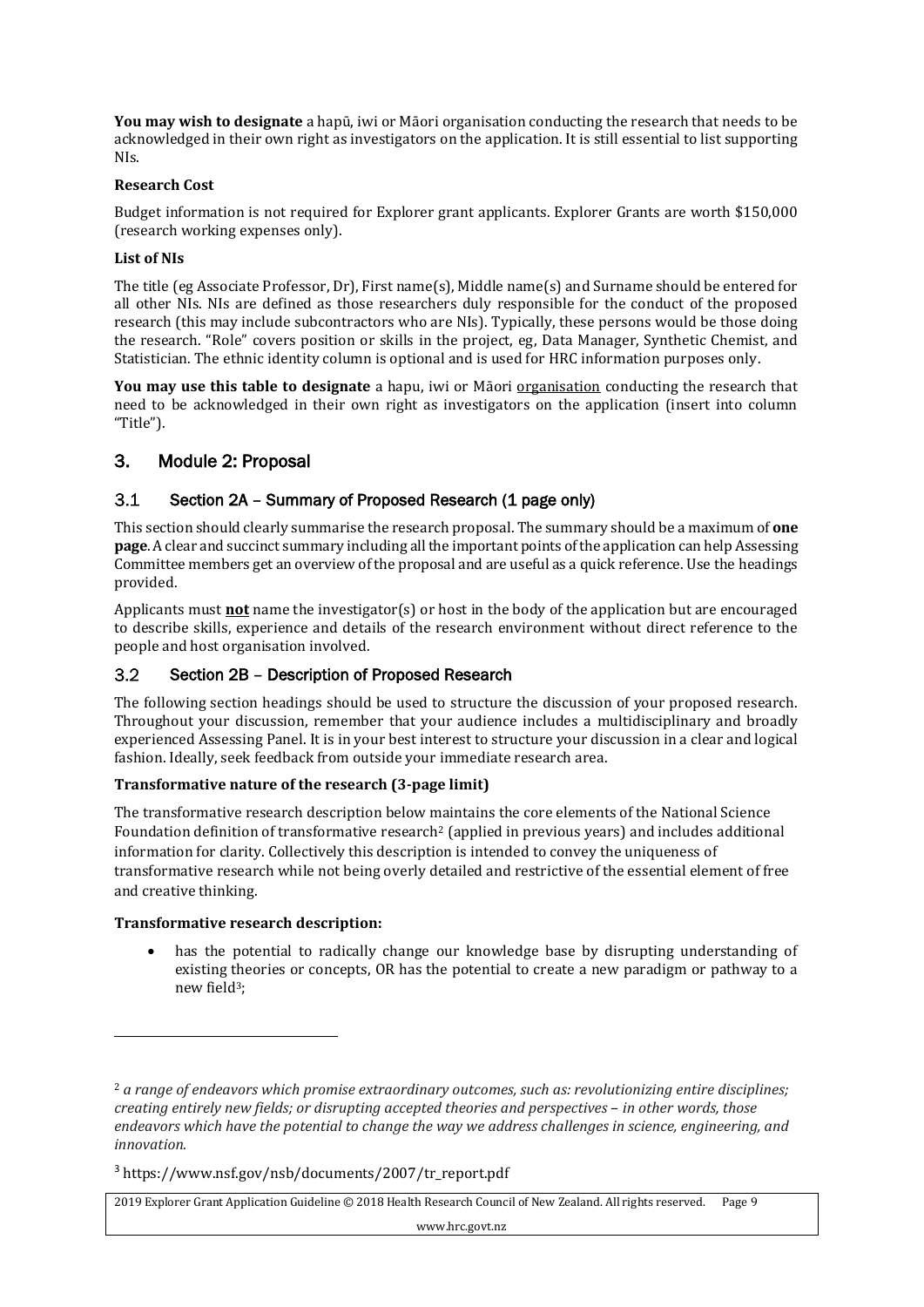**You may wish to designate** a hapū, iwi or Māori organisation conducting the research that needs to be acknowledged in their own right as investigators on the application. It is still essential to list supporting NIs.

**Research Cost**

Budget information is not required for Explorer grant applicants. Explorer Grants are worth $150,000 (research working expenses only).

**List of NIs**

The title (eg Associate Professor, Dr), First name(s), Middle name(s) and Surname should be entered for all other NIs. NIs are defined as those researchers duly responsible for the conduct of the proposed research (this may include subcontractors who are NIs). Typically, these persons would be those doing the research. "Role" covers position or skills in the project, eg, Data Manager, Synthetic Chemist, and Statistician. The ethnic identity column is optional and is used for HRC information purposes only.

**You may use this table to designate** a hapu, iwi or Māori organisation conducting the research that need to be acknowledged in their own right as investigators on the application (insert into column "Title").

## 3. Module 2: Proposal

### 3.1 Section 2A – Summary of Proposed Research (1 page only)

This section should clearly summarise the research proposal. The summary should be a maximum of **one page**. A clear and succinct summary including all the important points of the application can help Assessing Committee members get an overview of the proposal and are useful as a quick reference. Use the headings provided.

Applicants must **not** name the investigator(s) or host in the body of the application but are encouraged to describe skills, experience and details of the research environment without direct reference to the people and host organisation involved.

### 3.2 Section 2B – Description of Proposed Research

The following section headings should be used to structure the discussion of your proposed research. Throughout your discussion, remember that your audience includes a multidisciplinary and broadly experienced Assessing Panel. It is in your best interest to structure your discussion in a clear and logical fashion. Ideally, seek feedback from outside your immediate research area.

**Transformative nature of the research (3-page limit)**

The transformative research description below maintains the core elements of the National Science Foundation definition of transformative research[2] (applied in previous years) and includes additional information for clarity. Collectively this description is intended to convey the uniqueness of transformative research while not being overly detailed and restrictive of the essential element of free and creative thinking.

**Transformative research description:**

- has the potential to radically change our knowledge base by disrupting understanding of existing theories or concepts, OR has the potential to create a new paradigm or pathway to a new field[3];

---

[2] *a range of endeavors which promise extraordinary outcomes, such as: revolutionizing entire disciplines; creating entirely new fields; or disrupting accepted theories and perspectives – in other words, those endeavors which have the potential to change the way we address challenges in science, engineering, and innovation.*

[3] https://www.nsf.gov/nsb/documents/2007/tr_report.pdf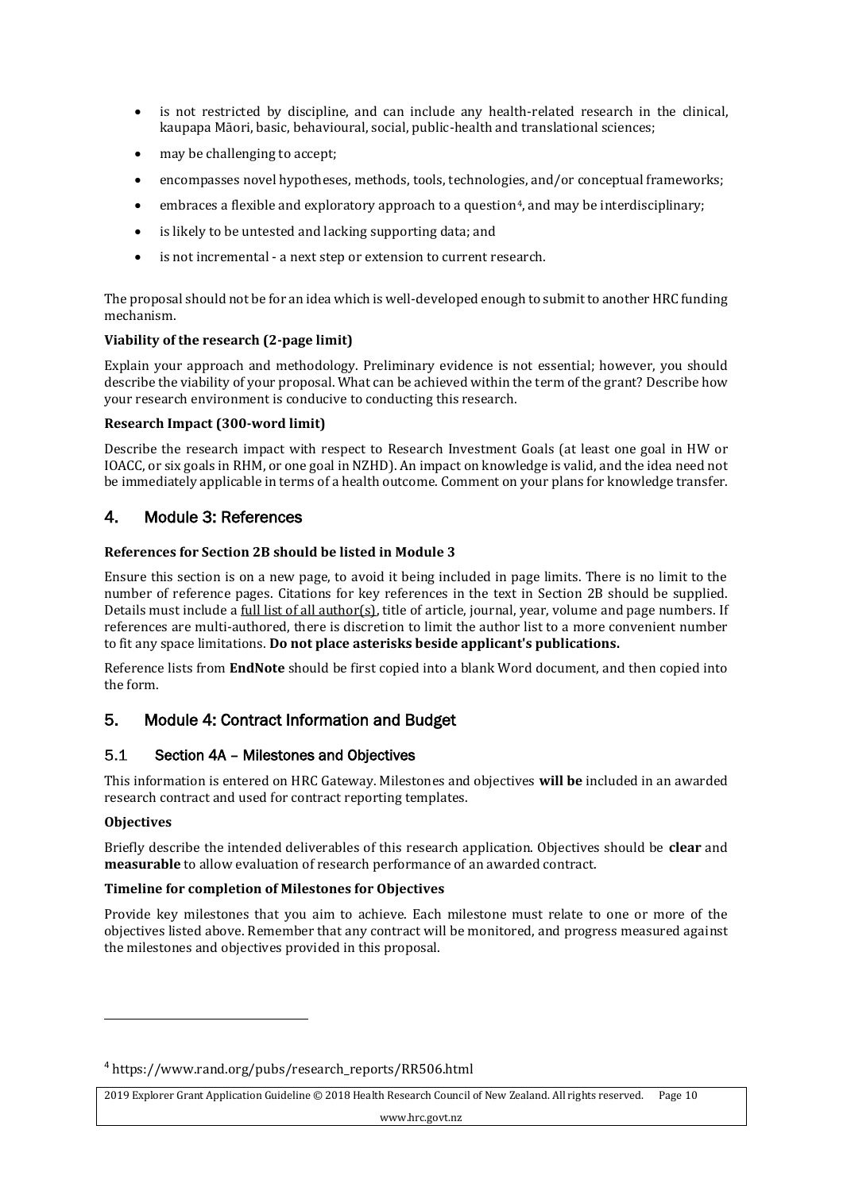- is not restricted by discipline, and can include any health-related research in the clinical, kaupapa Māori, basic, behavioural, social, public-health and translational sciences;
- may be challenging to accept;
- encompasses novel hypotheses, methods, tools, technologies, and/or conceptual frameworks;
- embraces a flexible and exploratory approach to a question[4], and may be interdisciplinary;
- is likely to be untested and lacking supporting data; and
- is not incremental - a next step or extension to current research.

The proposal should not be for an idea which is well-developed enough to submit to another HRC funding mechanism.

**Viability of the research (2-page limit)**

Explain your approach and methodology. Preliminary evidence is not essential; however, you should describe the viability of your proposal. What can be achieved within the term of the grant? Describe how your research environment is conducive to conducting this research.

**Research Impact (300-word limit)**

Describe the research impact with respect to Research Investment Goals (at least one goal in HW or IOACC, or six goals in RHM, or one goal in NZHD). An impact on knowledge is valid, and the idea need not be immediately applicable in terms of a health outcome. Comment on your plans for knowledge transfer.

## 4. Module 3: References

**References for Section 2B should be listed in Module 3**

Ensure this section is on a new page, to avoid it being included in page limits. There is no limit to the number of reference pages. Citations for key references in the text in Section 2B should be supplied. Details must include a full list of all author(s), title of article, journal, year, volume and page numbers. If references are multi-authored, there is discretion to limit the author list to a more convenient number to fit any space limitations. **Do not place asterisks beside applicant's publications.**

Reference lists from **EndNote** should be first copied into a blank Word document, and then copied into the form.

## 5. Module 4: Contract Information and Budget

### 5.1 Section 4A – Milestones and Objectives

This information is entered on HRC Gateway. Milestones and objectives **will be** included in an awarded research contract and used for contract reporting templates.

**Objectives**

Briefly describe the intended deliverables of this research application. Objectives should be **clear** and **measurable** to allow evaluation of research performance of an awarded contract.

**Timeline for completion of Milestones for Objectives**

Provide key milestones that you aim to achieve. Each milestone must relate to one or more of the objectives listed above. Remember that any contract will be monitored, and progress measured against the milestones and objectives provided in this proposal.

---

[4] https://www.rand.org/pubs/research_reports/RR506.html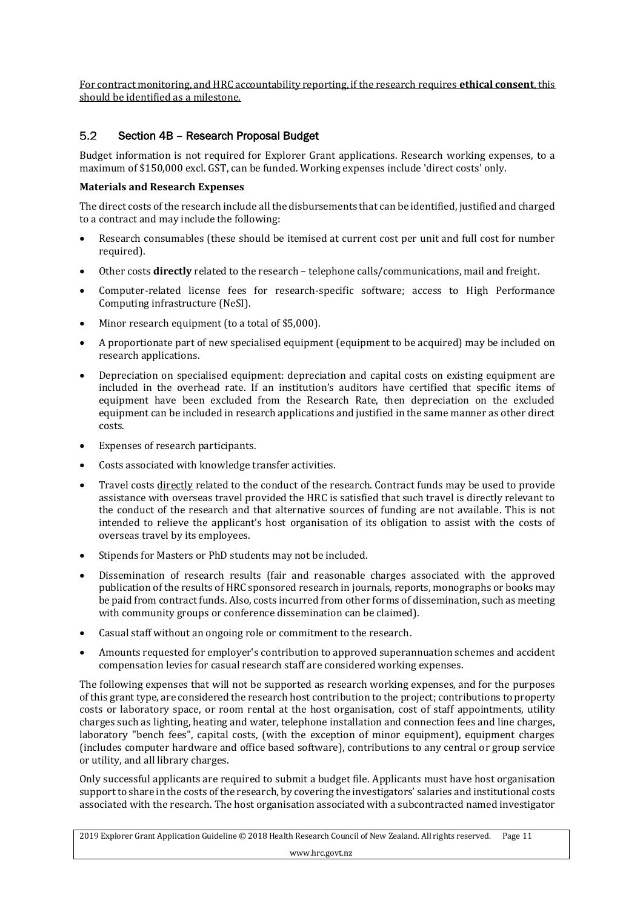<u>For contract monitoring, and HRC accountability reporting, if the research requires **ethical consent**, this should be identified as a milestone.</u>

## 5.2 Section 4B – Research Proposal Budget

Budget information is not required for Explorer Grant applications. Research working expenses, to a maximum of $150,000 excl. GST, can be funded. Working expenses include 'direct costs' only.

**Materials and Research Expenses**

The direct costs of the research include all the disbursements that can be identified, justified and charged to a contract and may include the following:

- Research consumables (these should be itemised at current cost per unit and full cost for number required).
- Other costs **directly** related to the research – telephone calls/communications, mail and freight.
- Computer-related license fees for research-specific software; access to High Performance Computing infrastructure (NeSI).
- Minor research equipment (to a total of $5,000).
- A proportionate part of new specialised equipment (equipment to be acquired) may be included on research applications.
- Depreciation on specialised equipment: depreciation and capital costs on existing equipment are included in the overhead rate. If an institution's auditors have certified that specific items of equipment have been excluded from the Research Rate, then depreciation on the excluded equipment can be included in research applications and justified in the same manner as other direct costs.
- Expenses of research participants.
- Costs associated with knowledge transfer activities.
- Travel costs <u>directly</u> related to the conduct of the research. Contract funds may be used to provide assistance with overseas travel provided the HRC is satisfied that such travel is directly relevant to the conduct of the research and that alternative sources of funding are not available. This is not intended to relieve the applicant's host organisation of its obligation to assist with the costs of overseas travel by its employees.
- Stipends for Masters or PhD students may not be included.
- Dissemination of research results (fair and reasonable charges associated with the approved publication of the results of HRC sponsored research in journals, reports, monographs or books may be paid from contract funds. Also, costs incurred from other forms of dissemination, such as meeting with community groups or conference dissemination can be claimed).
- Casual staff without an ongoing role or commitment to the research.
- Amounts requested for employer's contribution to approved superannuation schemes and accident compensation levies for casual research staff are considered working expenses.

The following expenses that will not be supported as research working expenses, and for the purposes of this grant type, are considered the research host contribution to the project; contributions to property costs or laboratory space, or room rental at the host organisation, cost of staff appointments, utility charges such as lighting, heating and water, telephone installation and connection fees and line charges, laboratory "bench fees", capital costs, (with the exception of minor equipment), equipment charges (includes computer hardware and office based software), contributions to any central or group service or utility, and all library charges.

Only successful applicants are required to submit a budget file. Applicants must have host organisation support to share in the costs of the research, by covering the investigators' salaries and institutional costs associated with the research. The host organisation associated with a subcontracted named investigator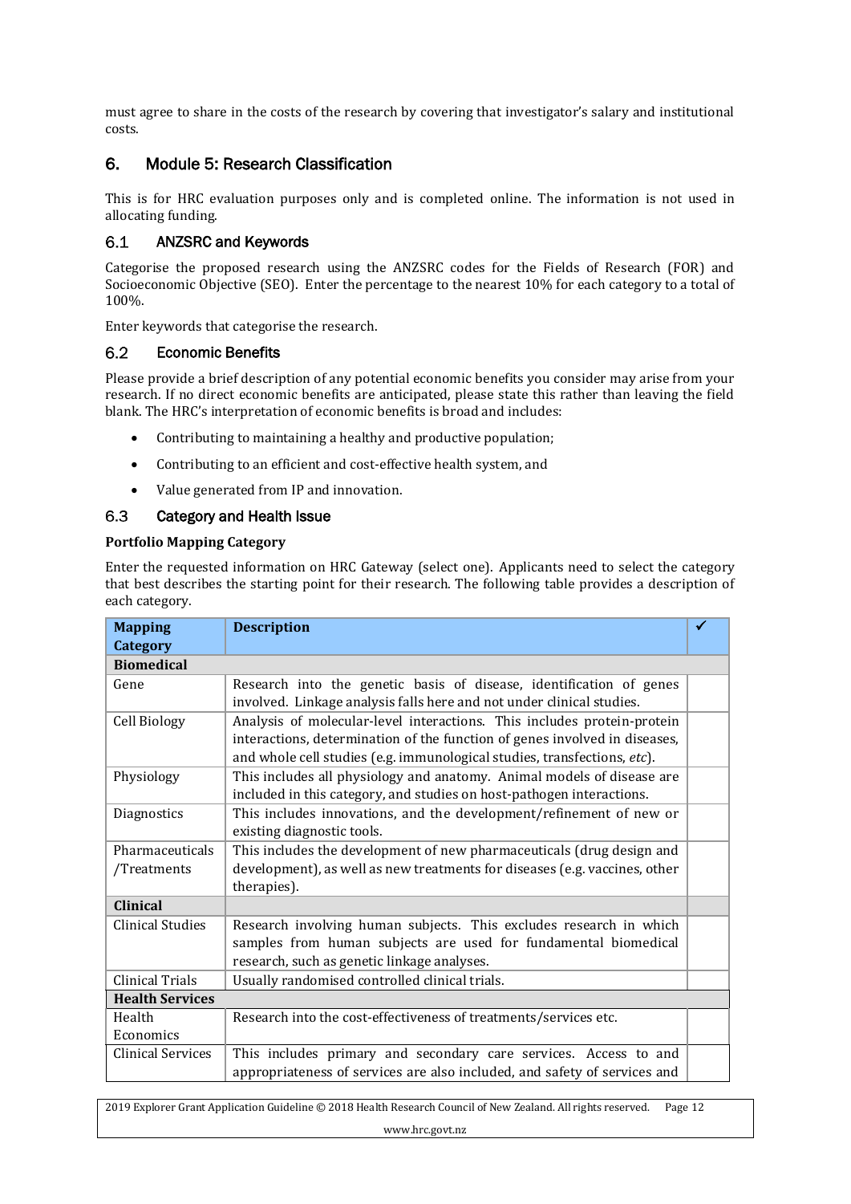must agree to share in the costs of the research by covering that investigator's salary and institutional costs.

## 6. Module 5: Research Classification

This is for HRC evaluation purposes only and is completed online. The information is not used in allocating funding.

### 6.1 ANZSRC and Keywords

Categorise the proposed research using the ANZSRC codes for the Fields of Research (FOR) and Socioeconomic Objective (SEO). Enter the percentage to the nearest 10% for each category to a total of 100%.

Enter keywords that categorise the research.

### 6.2 Economic Benefits

Please provide a brief description of any potential economic benefits you consider may arise from your research. If no direct economic benefits are anticipated, please state this rather than leaving the field blank. The HRC's interpretation of economic benefits is broad and includes:

- Contributing to maintaining a healthy and productive population;
- Contributing to an efficient and cost-effective health system, and
- Value generated from IP and innovation.

### 6.3 Category and Health Issue

**Portfolio Mapping Category**

Enter the requested information on HRC Gateway (select one). Applicants need to select the category that best describes the starting point for their research. The following table provides a description of each category.

| Mapping Category | Description | ✓ |
|---|---|---|
| **Biomedical** | | |
| Gene | Research into the genetic basis of disease, identification of genes involved. Linkage analysis falls here and not under clinical studies. | |
| Cell Biology | Analysis of molecular-level interactions. This includes protein-protein interactions, determination of the function of genes involved in diseases, and whole cell studies (e.g. immunological studies, transfections, *etc*). | |
| Physiology | This includes all physiology and anatomy. Animal models of disease are included in this category, and studies on host-pathogen interactions. | |
| Diagnostics | This includes innovations, and the development/refinement of new or existing diagnostic tools. | |
| Pharmaceuticals /Treatments | This includes the development of new pharmaceuticals (drug design and development), as well as new treatments for diseases (e.g. vaccines, other therapies). | |
| **Clinical** | | |
| Clinical Studies | Research involving human subjects. This excludes research in which samples from human subjects are used for fundamental biomedical research, such as genetic linkage analyses. | |
| Clinical Trials | Usually randomised controlled clinical trials. | |
| **Health Services** | | |
| Health Economics | Research into the cost-effectiveness of treatments/services etc. | |
| Clinical Services | This includes primary and secondary care services. Access to and appropriateness of services are also included, and safety of services and | |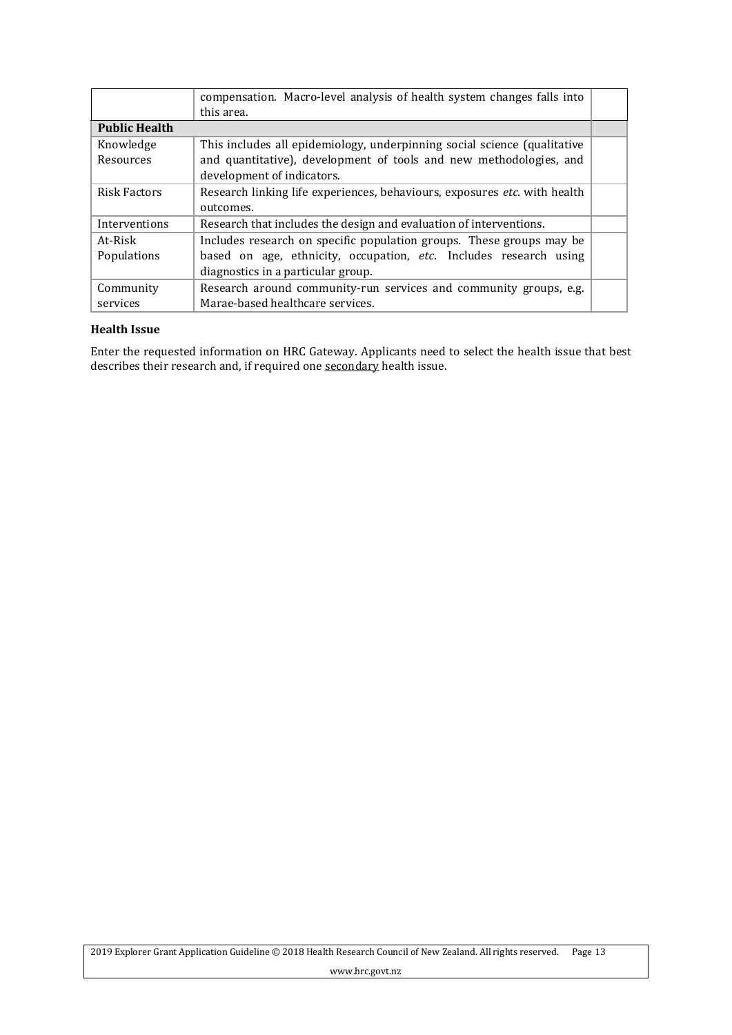| | | |
|---|---|---|
| | compensation. Macro-level analysis of health system changes falls into this area. | |
| **Public Health** | | |
| Knowledge Resources | This includes all epidemiology, underpinning social science (qualitative and quantitative), development of tools and new methodologies, and development of indicators. | |
| Risk Factors | Research linking life experiences, behaviours, exposures *etc.* with health outcomes. | |
| Interventions | Research that includes the design and evaluation of interventions. | |
| At-Risk Populations | Includes research on specific population groups. These groups may be based on age, ethnicity, occupation, *etc*. Includes research using diagnostics in a particular group. | |
| Community services | Research around community-run services and community groups, e.g. Marae-based healthcare services. | |

**Health Issue**

Enter the requested information on HRC Gateway. Applicants need to select the health issue that best describes their research and, if required one secondary health issue.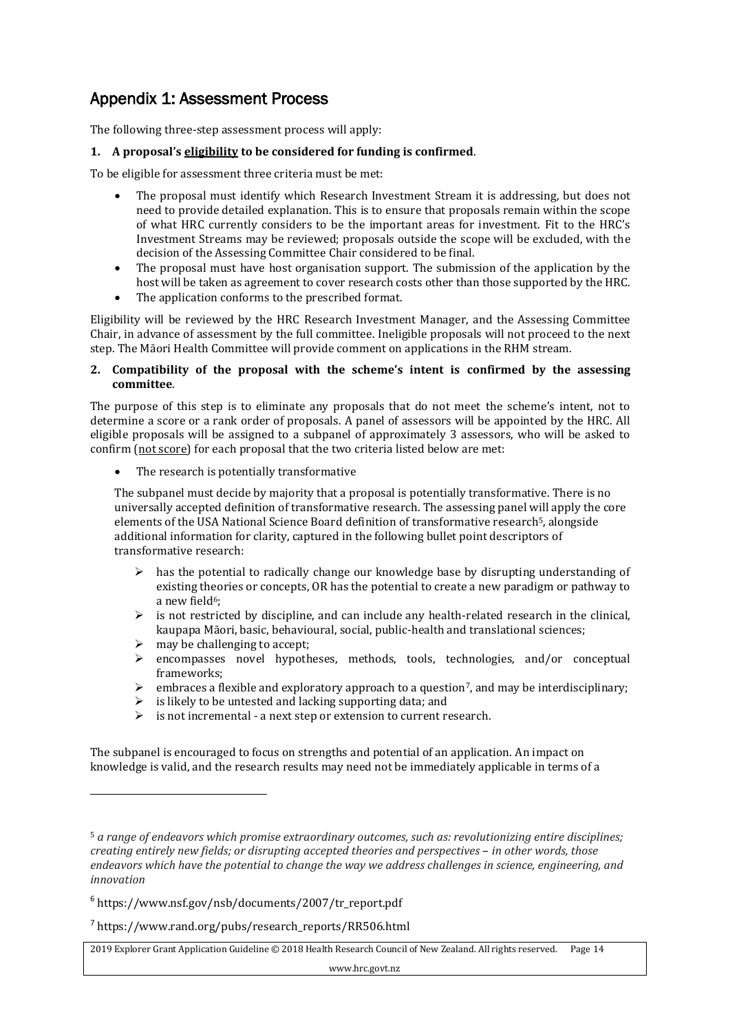## Appendix 1: Assessment Process

The following three-step assessment process will apply:

**1. A proposal's eligibility to be considered for funding is confirmed**.

To be eligible for assessment three criteria must be met:

- The proposal must identify which Research Investment Stream it is addressing, but does not need to provide detailed explanation. This is to ensure that proposals remain within the scope of what HRC currently considers to be the important areas for investment. Fit to the HRC's Investment Streams may be reviewed; proposals outside the scope will be excluded, with the decision of the Assessing Committee Chair considered to be final.
- The proposal must have host organisation support. The submission of the application by the host will be taken as agreement to cover research costs other than those supported by the HRC.
- The application conforms to the prescribed format.

Eligibility will be reviewed by the HRC Research Investment Manager, and the Assessing Committee Chair, in advance of assessment by the full committee. Ineligible proposals will not proceed to the next step. The Māori Health Committee will provide comment on applications in the RHM stream.

**2. Compatibility of the proposal with the scheme's intent is confirmed by the assessing committee**.

The purpose of this step is to eliminate any proposals that do not meet the scheme's intent, not to determine a score or a rank order of proposals. A panel of assessors will be appointed by the HRC. All eligible proposals will be assigned to a subpanel of approximately 3 assessors, who will be asked to confirm (not score) for each proposal that the two criteria listed below are met:

- The research is potentially transformative

The subpanel must decide by majority that a proposal is potentially transformative. There is no universally accepted definition of transformative research. The assessing panel will apply the core elements of the USA National Science Board definition of transformative research[5], alongside additional information for clarity, captured in the following bullet point descriptors of transformative research:

- has the potential to radically change our knowledge base by disrupting understanding of existing theories or concepts, OR has the potential to create a new paradigm or pathway to a new field[6];
- is not restricted by discipline, and can include any health-related research in the clinical, kaupapa Māori, basic, behavioural, social, public-health and translational sciences;
- may be challenging to accept;
- encompasses novel hypotheses, methods, tools, technologies, and/or conceptual frameworks;
- embraces a flexible and exploratory approach to a question[7], and may be interdisciplinary;
- is likely to be untested and lacking supporting data; and
- is not incremental - a next step or extension to current research.

The subpanel is encouraged to focus on strengths and potential of an application. An impact on knowledge is valid, and the research results may need not be immediately applicable in terms of a

---

[5] *a range of endeavors which promise extraordinary outcomes, such as: revolutionizing entire disciplines; creating entirely new fields; or disrupting accepted theories and perspectives – in other words, those endeavors which have the potential to change the way we address challenges in science, engineering, and innovation*

[6] https://www.nsf.gov/nsb/documents/2007/tr_report.pdf

[7] https://www.rand.org/pubs/research_reports/RR506.html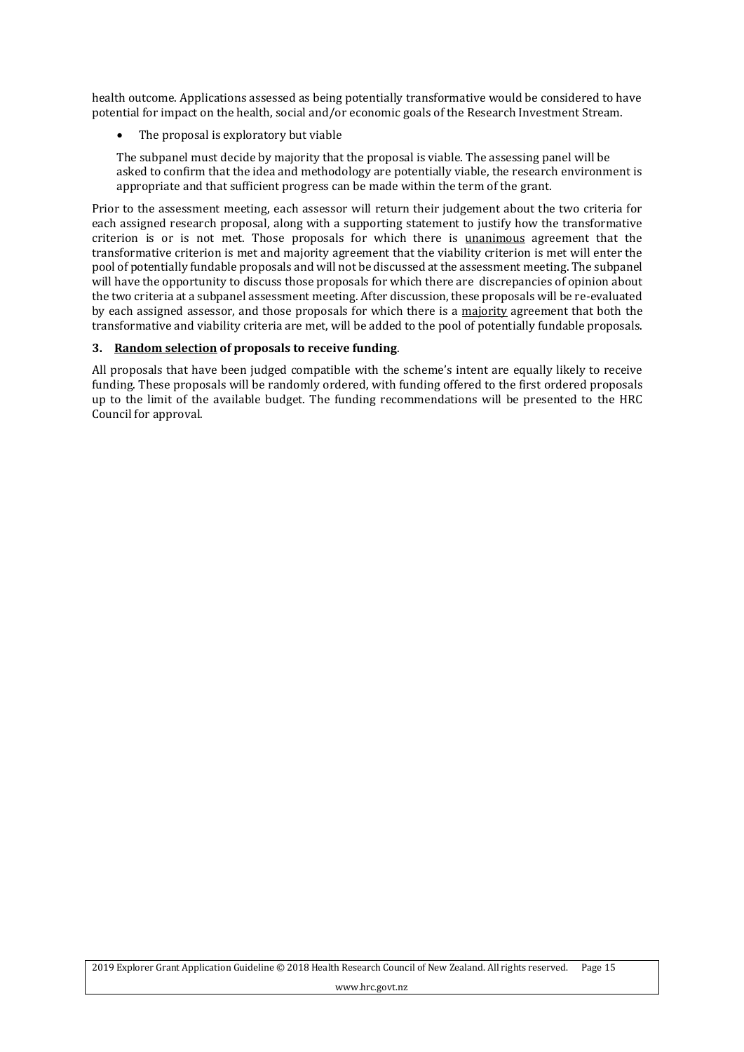health outcome. Applications assessed as being potentially transformative would be considered to have potential for impact on the health, social and/or economic goals of the Research Investment Stream.

- The proposal is exploratory but viable

  The subpanel must decide by majority that the proposal is viable. The assessing panel will be asked to confirm that the idea and methodology are potentially viable, the research environment is appropriate and that sufficient progress can be made within the term of the grant.

Prior to the assessment meeting, each assessor will return their judgement about the two criteria for each assigned research proposal, along with a supporting statement to justify how the transformative criterion is or is not met. Those proposals for which there is unanimous agreement that the transformative criterion is met and majority agreement that the viability criterion is met will enter the pool of potentially fundable proposals and will not be discussed at the assessment meeting. The subpanel will have the opportunity to discuss those proposals for which there are discrepancies of opinion about the two criteria at a subpanel assessment meeting. After discussion, these proposals will be re-evaluated by each assigned assessor, and those proposals for which there is a majority agreement that both the transformative and viability criteria are met, will be added to the pool of potentially fundable proposals.

**3. Random selection of proposals to receive funding**.

All proposals that have been judged compatible with the scheme's intent are equally likely to receive funding. These proposals will be randomly ordered, with funding offered to the first ordered proposals up to the limit of the available budget. The funding recommendations will be presented to the HRC Council for approval.